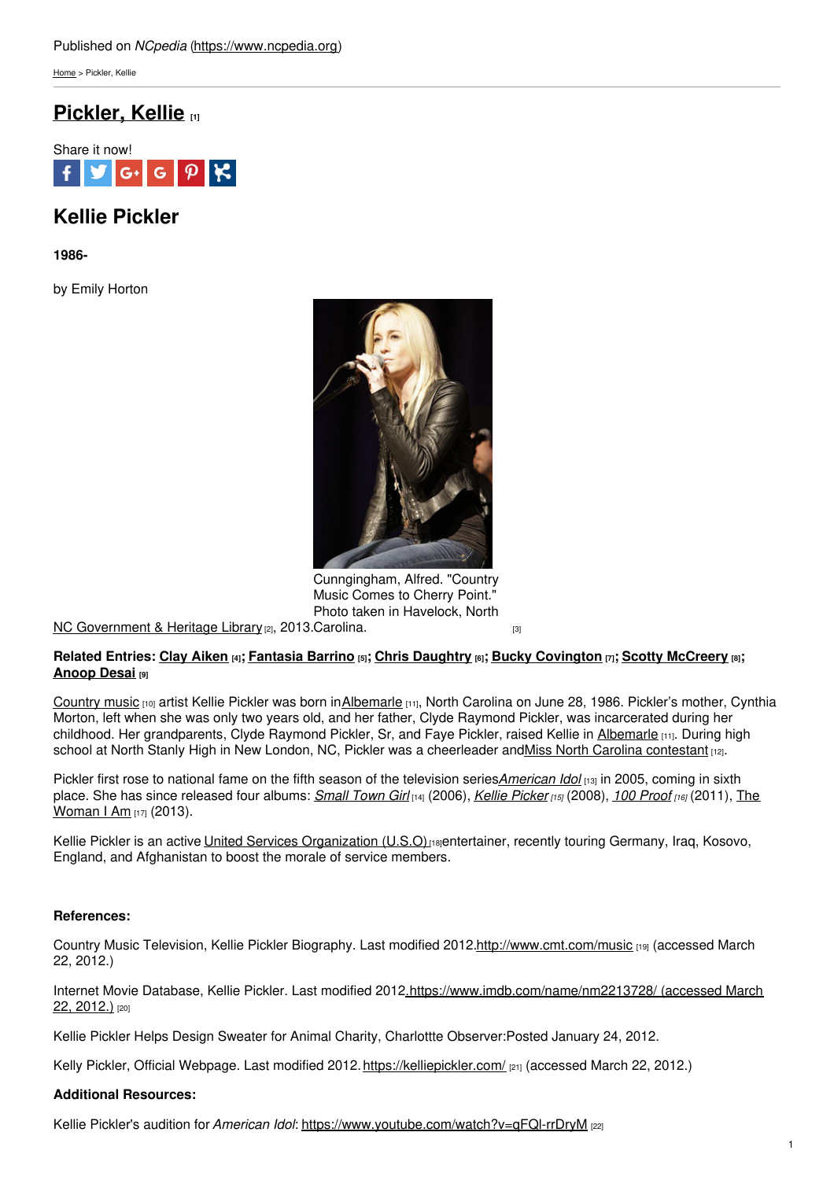Published on *NCpedia* (https://www.ncpedia.org)

Home > Pickler, Kellie

# Pickler, Kellie [1]

Share it now!

## Kellie Pickler

**1986-**

by Emily Horton

Cunngingham, Alfred. "Country Music Comes to Cherry Point." Photo taken in Havelock, North Carolina. NC Government & Heritage Library [2], 2013. [3]

**Related Entries: Clay Aiken [4]; Fantasia Barrino [5]; Chris Daughtry [6]; Bucky Covington [7]; Scotty McCreery [8]; Anoop Desai [9]**

Country music [10] artist Kellie Pickler was born in Albemarle [11], North Carolina on June 28, 1986. Pickler's mother, Cynthia Morton, left when she was only two years old, and her father, Clyde Raymond Pickler, was incarcerated during her childhood. Her grandparents, Clyde Raymond Pickler, Sr, and Faye Pickler, raised Kellie in Albemarle [11]. During high school at North Stanly High in New London, NC, Pickler was a cheerleader and Miss North Carolina contestant [12].

Pickler first rose to national fame on the fifth season of the television series *American Idol* [13] in 2005, coming in sixth place. She has since released four albums: *Small Town Girl* [14] (2006), *Kellie Picker* [15] (2008), *100 Proof* [16] (2011), The Woman I Am [17] (2013).

Kellie Pickler is an active United Services Organization (U.S.O) [18] entertainer, recently touring Germany, Iraq, Kosovo, England, and Afghanistan to boost the morale of service members.

**References:**

Country Music Television, Kellie Pickler Biography. Last modified 2012. http://www.cmt.com/music [19] (accessed March 22, 2012.)

Internet Movie Database, Kellie Pickler. Last modified 2012. https://www.imdb.com/name/nm2213728/ (accessed March 22, 2012.) [20]

Kellie Pickler Helps Design Sweater for Animal Charity, Charlottte Observer:Posted January 24, 2012.

Kelly Pickler, Official Webpage. Last modified 2012. https://kelliepickler.com/ [21] (accessed March 22, 2012.)

**Additional Resources:**

Kellie Pickler's audition for *American Idol*: https://www.youtube.com/watch?v=qFQl-rrDryM [22]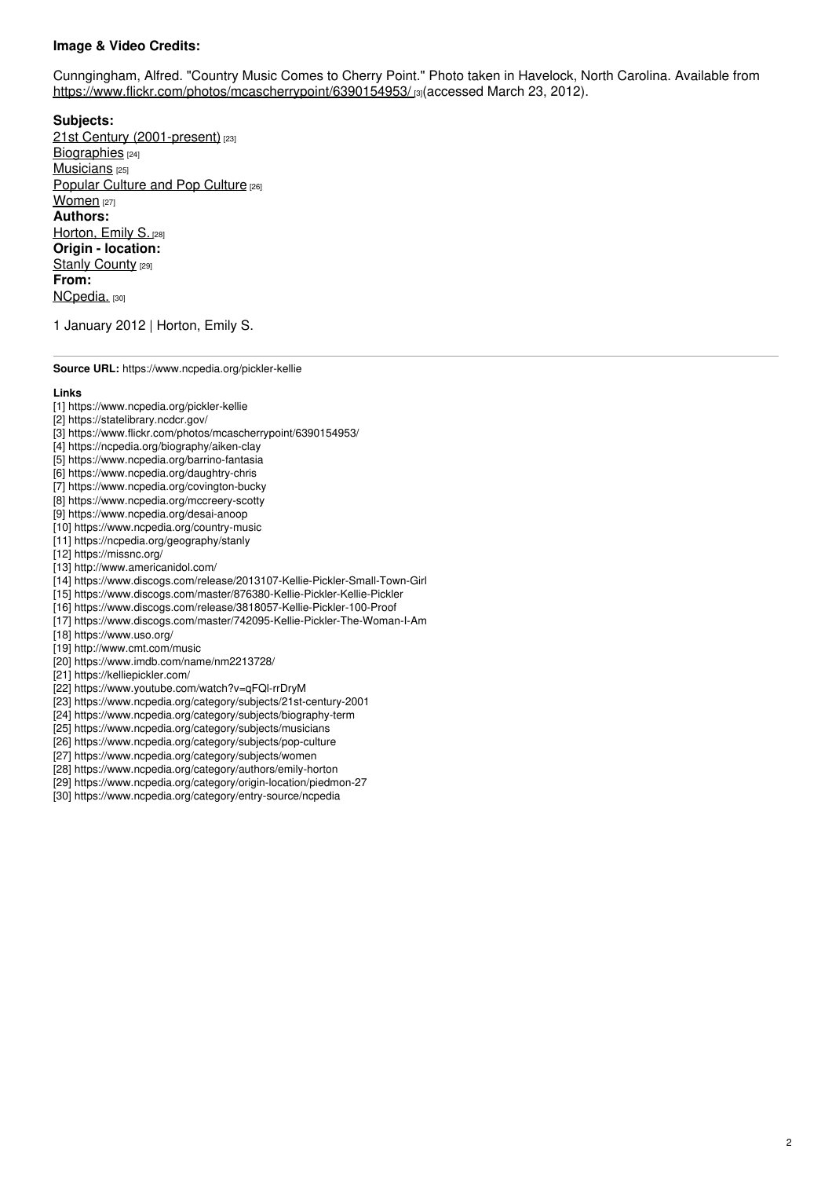**Image & Video Credits:**

Cunngingham, Alfred. "Country Music Comes to Cherry Point." Photo taken in Havelock, North Carolina. Available from https://www.flickr.com/photos/mcascherrypoint/6390154953/ [3](accessed March 23, 2012).

**Subjects:**
21st Century (2001-present) [23]
Biographies [24]
Musicians [25]
Popular Culture and Pop Culture [26]
Women [27]
**Authors:**
Horton, Emily S. [28]
**Origin - location:**
Stanly County [29]
**From:**
NCpedia. [30]

1 January 2012 | Horton, Emily S.

---

**Source URL:** https://www.ncpedia.org/pickler-kellie

**Links**

[1] https://www.ncpedia.org/pickler-kellie
[2] https://statelibrary.ncdcr.gov/
[3] https://www.flickr.com/photos/mcascherrypoint/6390154953/
[4] https://ncpedia.org/biography/aiken-clay
[5] https://www.ncpedia.org/barrino-fantasia
[6] https://www.ncpedia.org/daughtry-chris
[7] https://www.ncpedia.org/covington-bucky
[8] https://www.ncpedia.org/mccreery-scotty
[9] https://www.ncpedia.org/desai-anoop
[10] https://www.ncpedia.org/country-music
[11] https://ncpedia.org/geography/stanly
[12] https://missnc.org/
[13] http://www.americanidol.com/
[14] https://www.discogs.com/release/2013107-Kellie-Pickler-Small-Town-Girl
[15] https://www.discogs.com/master/876380-Kellie-Pickler-Kellie-Pickler
[16] https://www.discogs.com/release/3818057-Kellie-Pickler-100-Proof
[17] https://www.discogs.com/master/742095-Kellie-Pickler-The-Woman-I-Am
[18] https://www.uso.org/
[19] http://www.cmt.com/music
[20] https://www.imdb.com/name/nm2213728/
[21] https://kelliepickler.com/
[22] https://www.youtube.com/watch?v=qFQl-rrDryM
[23] https://www.ncpedia.org/category/subjects/21st-century-2001
[24] https://www.ncpedia.org/category/subjects/biography-term
[25] https://www.ncpedia.org/category/subjects/musicians
[26] https://www.ncpedia.org/category/subjects/pop-culture
[27] https://www.ncpedia.org/category/subjects/women
[28] https://www.ncpedia.org/category/authors/emily-horton
[29] https://www.ncpedia.org/category/origin-location/piedmon-27
[30] https://www.ncpedia.org/category/entry-source/ncpedia